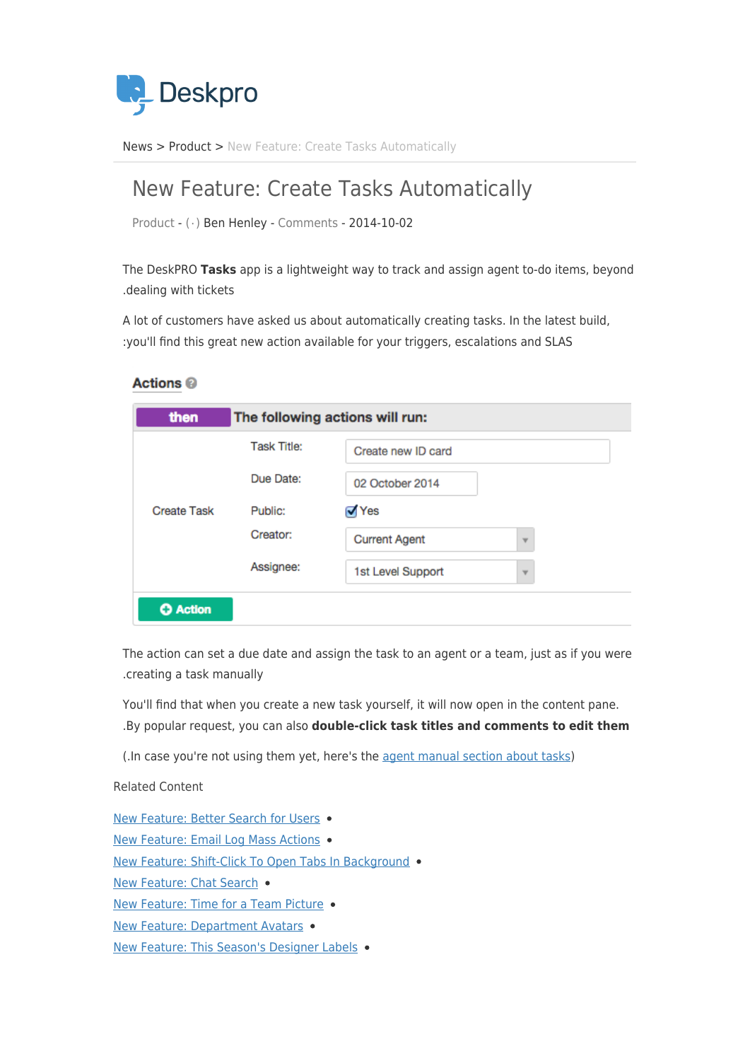News > Product > New Feature: Create Tasks Automatically

# New Feature: Create Tasks Automatically

Product - (·) Ben Henley - Comments - 2014-10-02

The DeskPRO **Tasks** app is a lightweight way to track and assign agent to-do items, beyond .dealing with tickets

A lot of customers have asked us about automatically creating tasks. In the latest build, :you'll find this great new action available for your triggers, escalations and SLAS

**Actions**

| then | The following actions will run: | |
|---|---|---|
| Create Task | Task Title: | Create new ID card |
| | Due Date: | 02 October 2014 |
| | Public: | ☑ Yes |
| | Creator: | Current Agent |
| | Assignee: | 1st Level Support |

Action

The action can set a due date and assign the task to an agent or a team, just as if you were .creating a task manually

You'll find that when you create a new task yourself, it will now open in the content pane. .By popular request, you can also **double-click task titles and comments to edit them**

(.In case you're not using them yet, here's the [agent manual section about tasks])

Related Content

- [New Feature: Better Search for Users]
- [New Feature: Email Log Mass Actions]
- [New Feature: Shift-Click To Open Tabs In Background]
- [New Feature: Chat Search]
- [New Feature: Time for a Team Picture]
- [New Feature: Department Avatars]
- [New Feature: This Season's Designer Labels]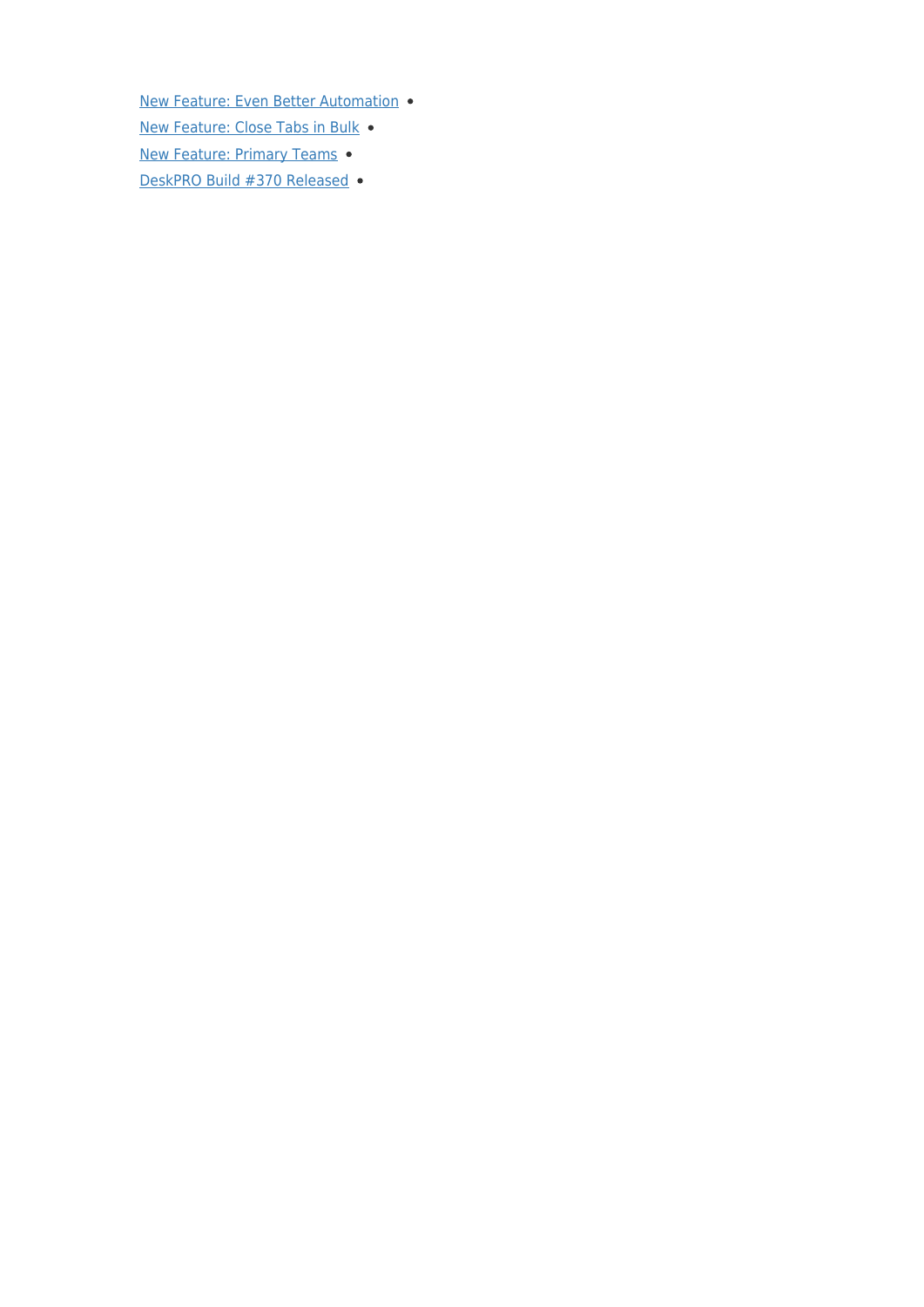- New Feature: Even Better Automation
- New Feature: Close Tabs in Bulk
- New Feature: Primary Teams
- DeskPRO Build #370 Released